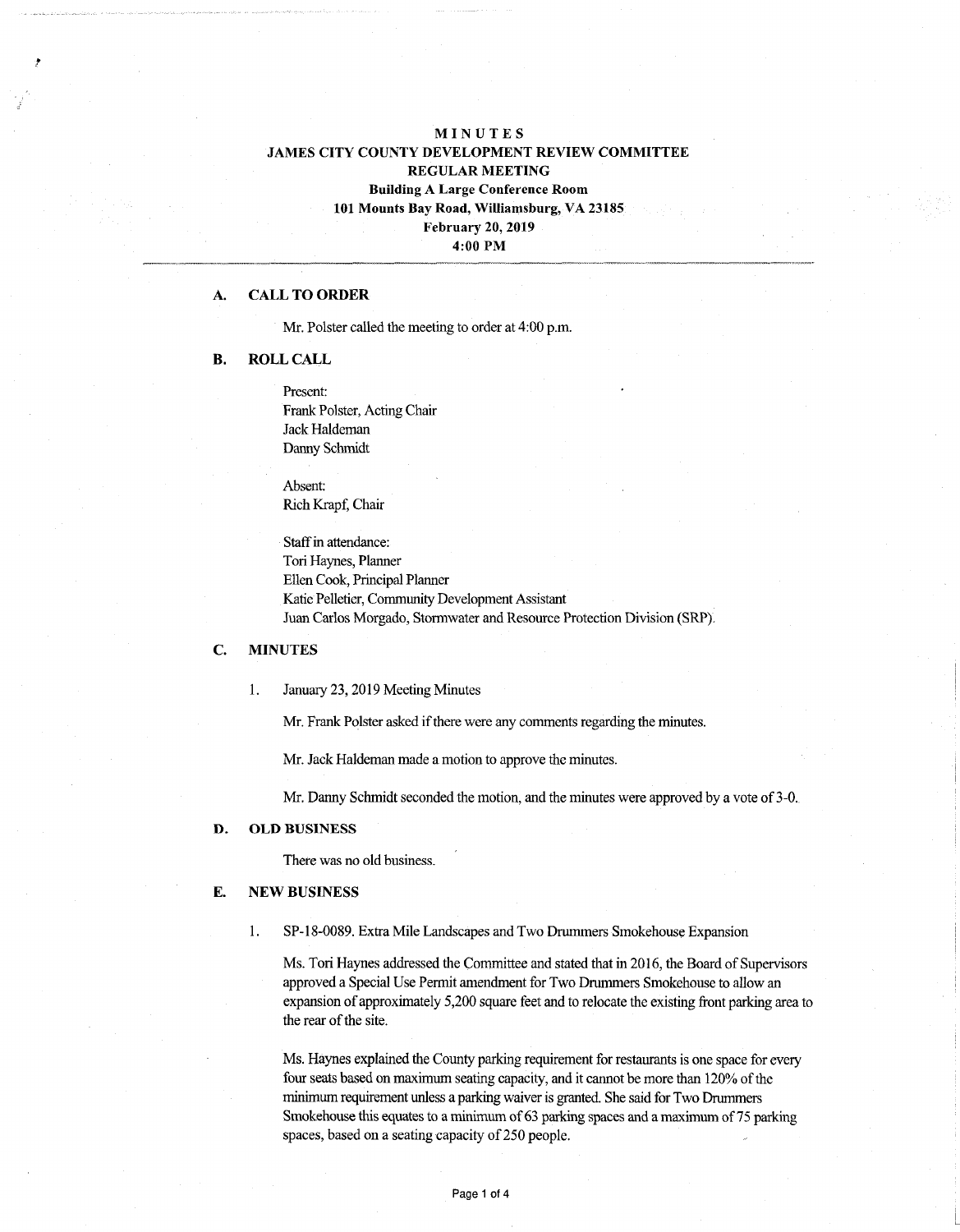# MINUTES
## JAMES CITY COUNTY DEVELOPMENT REVIEW COMMITTEE
## REGULAR MEETING

**Building A Large Conference Room**
**101 Mounts Bay Road, Williamsburg, VA 23185**
**February 20, 2019**
**4:00 PM**

---

### A. CALL TO ORDER

Mr. Polster called the meeting to order at 4:00 p.m.

### B. ROLL CALL

Present:
Frank Polster, Acting Chair
Jack Haldeman
Danny Schmidt

Absent:
Rich Krapf, Chair

Staff in attendance:
Tori Haynes, Planner
Ellen Cook, Principal Planner
Katie Pelletier, Community Development Assistant
Juan Carlos Morgado, Stormwater and Resource Protection Division (SRP).

### C. MINUTES

1. January 23, 2019 Meeting Minutes

   Mr. Frank Polster asked if there were any comments regarding the minutes.

   Mr. Jack Haldeman made a motion to approve the minutes.

   Mr. Danny Schmidt seconded the motion, and the minutes were approved by a vote of 3-0.

### D. OLD BUSINESS

There was no old business.

### E. NEW BUSINESS

1. SP-18-0089. Extra Mile Landscapes and Two Drummers Smokehouse Expansion

   Ms. Tori Haynes addressed the Committee and stated that in 2016, the Board of Supervisors approved a Special Use Permit amendment for Two Drummers Smokehouse to allow an expansion of approximately 5,200 square feet and to relocate the existing front parking area to the rear of the site.

   Ms. Haynes explained the County parking requirement for restaurants is one space for every four seats based on maximum seating capacity, and it cannot be more than 120% of the minimum requirement unless a parking waiver is granted. She said for Two Drummers Smokehouse this equates to a minimum of 63 parking spaces and a maximum of 75 parking spaces, based on a seating capacity of 250 people.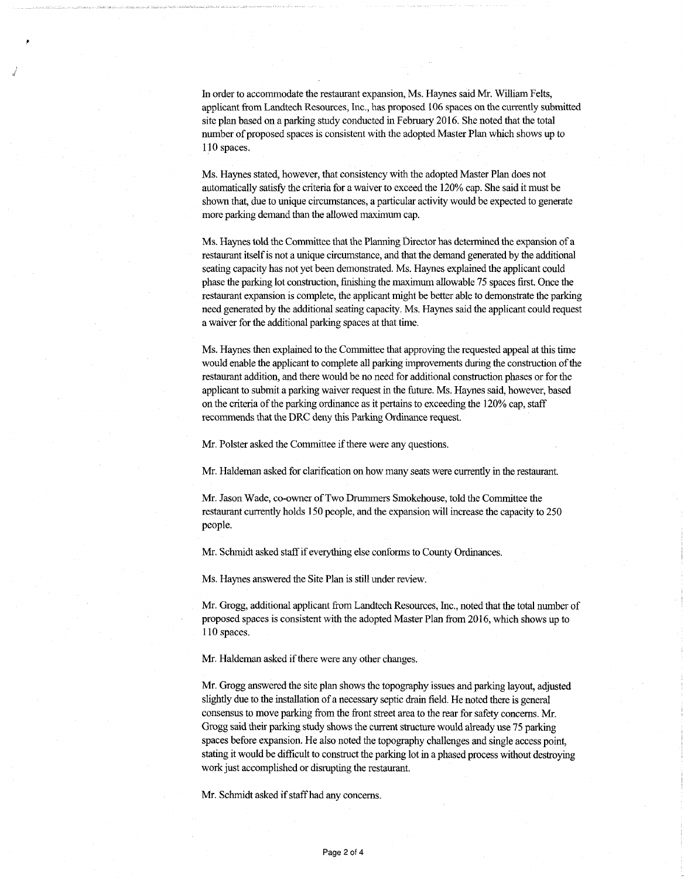In order to accommodate the restaurant expansion, Ms. Haynes said Mr. William Felts, applicant from Landtech Resources, Inc., has proposed 106 spaces on the currently submitted site plan based on a parking study conducted in February 2016. She noted that the total number of proposed spaces is consistent with the adopted Master Plan which shows up to 110 spaces.

Ms. Haynes stated, however, that consistency with the adopted Master Plan does not automatically satisfy the criteria for a waiver to exceed the 120% cap. She said it must be shown that, due to unique circumstances, a particular activity would be expected to generate more parking demand than the allowed maximum cap.

Ms. Haynes told the Committee that the Planning Director has determined the expansion of a restaurant itself is not a unique circumstance, and that the demand generated by the additional seating capacity has not yet been demonstrated. Ms. Haynes explained the applicant could phase the parking lot construction, finishing the maximum allowable 75 spaces first. Once the restaurant expansion is complete, the applicant might be better able to demonstrate the parking need generated by the additional seating capacity. Ms. Haynes said the applicant could request a waiver for the additional parking spaces at that time.

Ms. Haynes then explained to the Committee that approving the requested appeal at this time would enable the applicant to complete all parking improvements during the construction of the restaurant addition, and there would be no need for additional construction phases or for the applicant to submit a parking waiver request in the future. Ms. Haynes said, however, based on the criteria of the parking ordinance as it pertains to exceeding the 120% cap, staff recommends that the DRC deny this Parking Ordinance request.

Mr. Polster asked the Committee if there were any questions.

Mr. Haldeman asked for clarification on how many seats were currently in the restaurant.

Mr. Jason Wade, co-owner of Two Drummers Smokehouse, told the Committee the restaurant currently holds 150 people, and the expansion will increase the capacity to 250 people.

Mr. Schmidt asked staff if everything else conforms to County Ordinances.

Ms. Haynes answered the Site Plan is still under review.

Mr. Grogg, additional applicant from Landtech Resources, Inc., noted that the total number of proposed spaces is consistent with the adopted Master Plan from 2016, which shows up to 110 spaces.

Mr. Haldeman asked if there were any other changes.

Mr. Grogg answered the site plan shows the topography issues and parking layout, adjusted slightly due to the installation of a necessary septic drain field. He noted there is general consensus to move parking from the front street area to the rear for safety concerns. Mr. Grogg said their parking study shows the current structure would already use 75 parking spaces before expansion. He also noted the topography challenges and single access point, stating it would be difficult to construct the parking lot in a phased process without destroying work just accomplished or disrupting the restaurant.

Mr. Schmidt asked if staff had any concerns.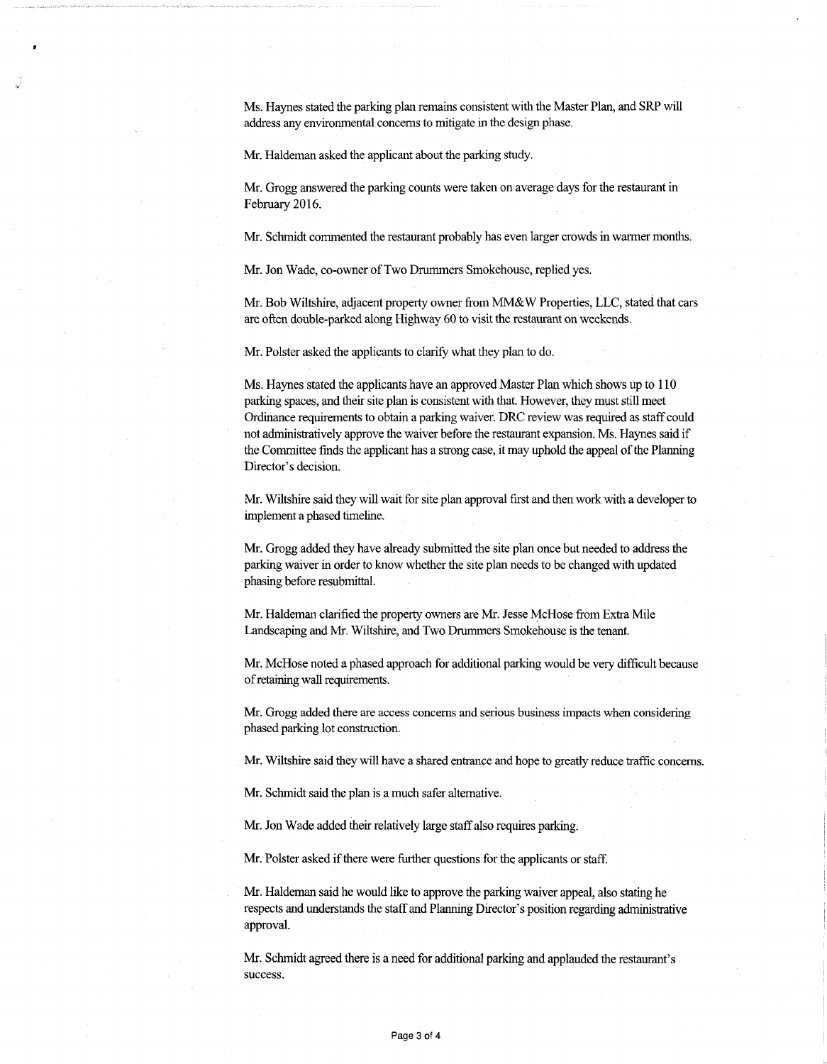Ms. Haynes stated the parking plan remains consistent with the Master Plan, and SRP will address any environmental concerns to mitigate in the design phase.

Mr. Haldeman asked the applicant about the parking study.

Mr. Grogg answered the parking counts were taken on average days for the restaurant in February 2016.

Mr. Schmidt commented the restaurant probably has even larger crowds in warmer months.

Mr. Jon Wade, co-owner of Two Drummers Smokehouse, replied yes.

Mr. Bob Wiltshire, adjacent property owner from MM&W Properties, LLC, stated that cars are often double-parked along Highway 60 to visit the restaurant on weekends.

Mr. Polster asked the applicants to clarify what they plan to do.

Ms. Haynes stated the applicants have an approved Master Plan which shows up to 110 parking spaces, and their site plan is consistent with that. However, they must still meet Ordinance requirements to obtain a parking waiver. DRC review was required as staff could not administratively approve the waiver before the restaurant expansion. Ms. Haynes said if the Committee finds the applicant has a strong case, it may uphold the appeal of the Planning Director's decision.

Mr. Wiltshire said they will wait for site plan approval first and then work with a developer to implement a phased timeline.

Mr. Grogg added they have already submitted the site plan once but needed to address the parking waiver in order to know whether the site plan needs to be changed with updated phasing before resubmittal.

Mr. Haldeman clarified the property owners are Mr. Jesse McHose from Extra Mile Landscaping and Mr. Wiltshire, and Two Drummers Smokehouse is the tenant.

Mr. McHose noted a phased approach for additional parking would be very difficult because of retaining wall requirements.

Mr. Grogg added there are access concerns and serious business impacts when considering phased parking lot construction.

Mr. Wiltshire said they will have a shared entrance and hope to greatly reduce traffic concerns.

Mr. Schmidt said the plan is a much safer alternative.

Mr. Jon Wade added their relatively large staff also requires parking.

Mr. Polster asked if there were further questions for the applicants or staff.

Mr. Haldeman said he would like to approve the parking waiver appeal, also stating he respects and understands the staff and Planning Director's position regarding administrative approval.

Mr. Schmidt agreed there is a need for additional parking and applauded the restaurant's success.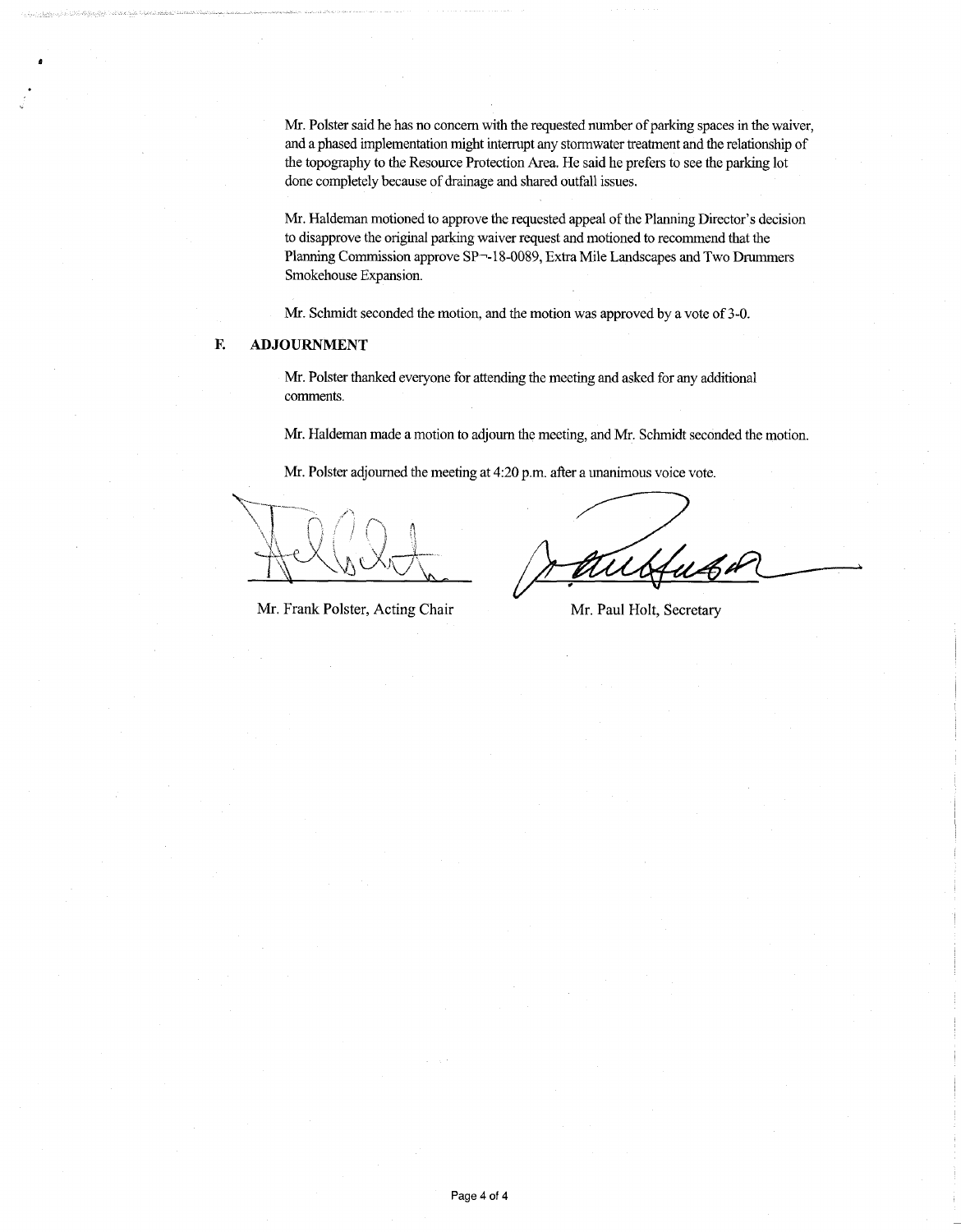Mr. Polster said he has no concern with the requested number of parking spaces in the waiver, and a phased implementation might interrupt any stormwater treatment and the relationship of the topography to the Resource Protection Area. He said he prefers to see the parking lot done completely because of drainage and shared outfall issues.

Mr. Haldeman motioned to approve the requested appeal of the Planning Director's decision to disapprove the original parking waiver request and motioned to recommend that the Planning Commission approve SP¬-18-0089, Extra Mile Landscapes and Two Drummers Smokehouse Expansion.

Mr. Schmidt seconded the motion, and the motion was approved by a vote of 3-0.

## F. ADJOURNMENT

Mr. Polster thanked everyone for attending the meeting and asked for any additional comments.

Mr. Haldeman made a motion to adjourn the meeting, and Mr. Schmidt seconded the motion.

Mr. Polster adjourned the meeting at 4:20 p.m. after a unanimous voice vote.

Mr. Frank Polster, Acting Chair

Mr. Paul Holt, Secretary